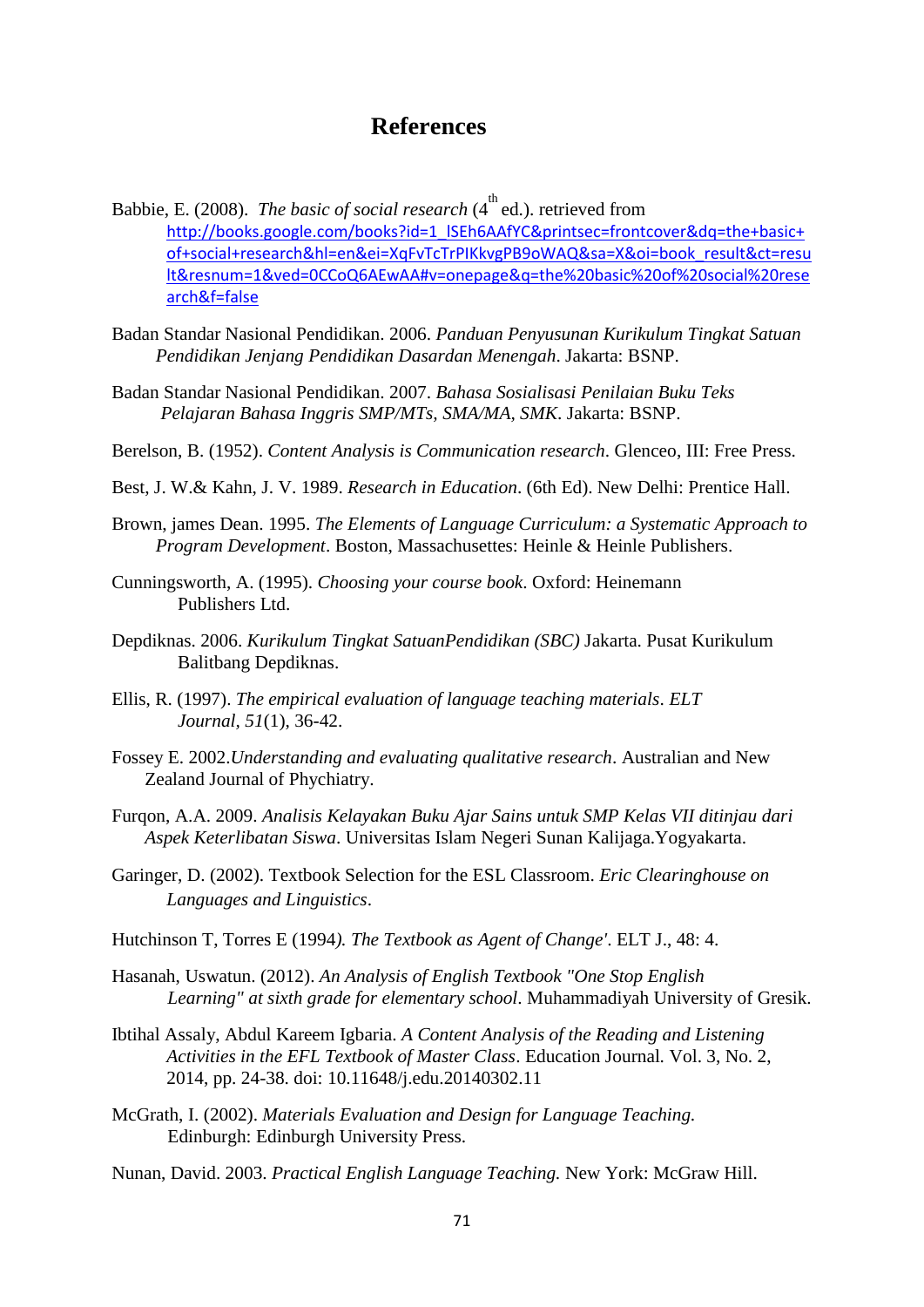# References

Babbie, E. (2008). *The basic of social research* (4th ed.). retrieved from http://books.google.com/books?id=1_lSEh6AAfYC&printsec=frontcover&dq=the+basic+of+social+research&hl=en&ei=XqFvTcTrPIKkvgPB9oWAQ&sa=X&oi=book_result&ct=result&resnum=1&ved=0CCoQ6AEwAA#v=onepage&q=the%20basic%20of%20social%20research&f=false

Badan Standar Nasional Pendidikan. 2006. *Panduan Penyusunan Kurikulum Tingkat Satuan Pendidikan Jenjang Pendidikan Dasardan Menengah*. Jakarta: BSNP.

Badan Standar Nasional Pendidikan. 2007. *Bahasa Sosialisasi Penilaian Buku Teks Pelajaran Bahasa Inggris SMP/MTs, SMA/MA, SMK*. Jakarta: BSNP.

Berelson, B. (1952). *Content Analysis is Communication research*. Glenceo, III: Free Press.

Best, J. W.& Kahn, J. V. 1989. *Research in Education*. (6th Ed). New Delhi: Prentice Hall.

Brown, james Dean. 1995. *The Elements of Language Curriculum: a Systematic Approach to Program Development*. Boston, Massachusettes: Heinle & Heinle Publishers.

Cunningsworth, A. (1995). *Choosing your course book*. Oxford: Heinemann Publishers Ltd.

Depdiknas. 2006. *Kurikulum Tingkat SatuanPendidikan (SBC)* Jakarta. Pusat Kurikulum Balitbang Depdiknas.

Ellis, R. (1997). *The empirical evaluation of language teaching materials*. *ELT Journal, 51*(1), 36-42.

Fossey E. 2002.*Understanding and evaluating qualitative research*. Australian and New Zealand Journal of Phychiatry.

Furqon, A.A. 2009. *Analisis Kelayakan Buku Ajar Sains untuk SMP Kelas VII ditinjau dari Aspek Keterlibatan Siswa*. Universitas Islam Negeri Sunan Kalijaga.Yogyakarta.

Garinger, D. (2002). Textbook Selection for the ESL Classroom. *Eric Clearinghouse on Languages and Linguistics*.

Hutchinson T, Torres E (1994*). The Textbook as Agent of Change'*. ELT J., 48: 4.

Hasanah, Uswatun. (2012). *An Analysis of English Textbook "One Stop English Learning" at sixth grade for elementary school*. Muhammadiyah University of Gresik.

Ibtihal Assaly, Abdul Kareem Igbaria. *A Content Analysis of the Reading and Listening Activities in the EFL Textbook of Master Class*. Education Journal. Vol. 3, No. 2, 2014, pp. 24-38. doi: 10.11648/j.edu.20140302.11

McGrath, I. (2002). *Materials Evaluation and Design for Language Teaching.* Edinburgh: Edinburgh University Press.

Nunan, David. 2003. *Practical English Language Teaching.* New York: McGraw Hill.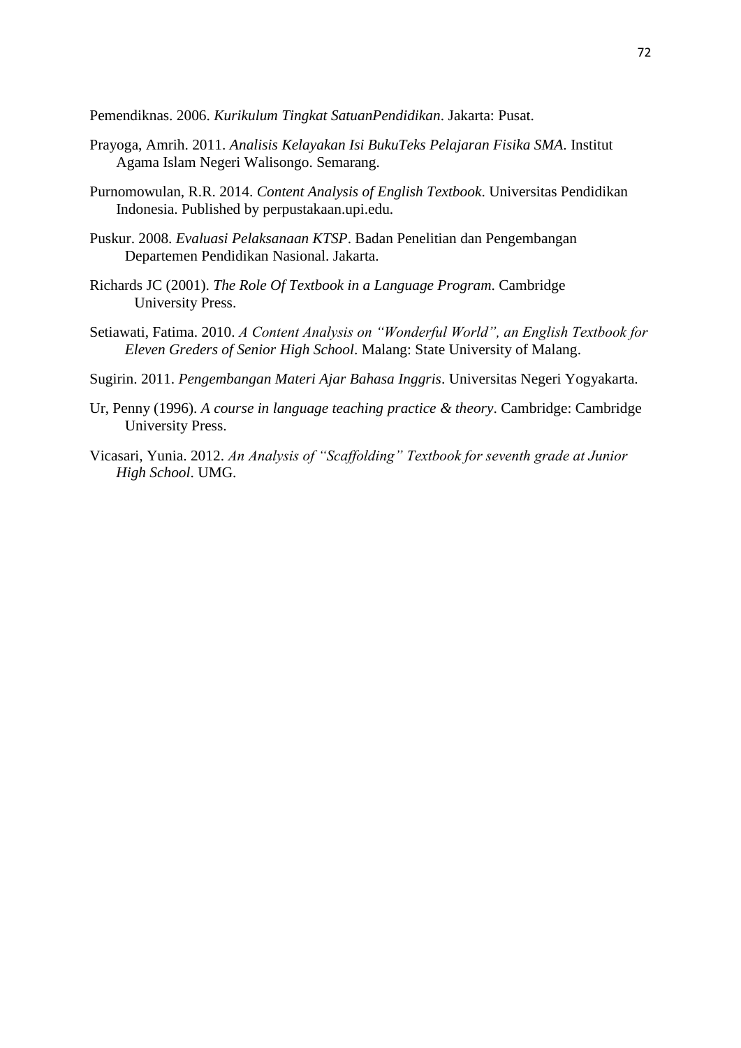Pemendiknas. 2006. *Kurikulum Tingkat SatuanPendidikan*. Jakarta: Pusat.

Prayoga, Amrih. 2011. *Analisis Kelayakan Isi BukuTeks Pelajaran Fisika SMA*. Institut Agama Islam Negeri Walisongo. Semarang.

Purnomowulan, R.R. 2014. *Content Analysis of English Textbook*. Universitas Pendidikan Indonesia. Published by perpustakaan.upi.edu.

Puskur. 2008. *Evaluasi Pelaksanaan KTSP*. Badan Penelitian dan Pengembangan Departemen Pendidikan Nasional. Jakarta.

Richards JC (2001). *The Role Of Textbook in a Language Program*. Cambridge University Press.

Setiawati, Fatima. 2010. *A Content Analysis on "Wonderful World", an English Textbook for Eleven Greders of Senior High School*. Malang: State University of Malang.

Sugirin. 2011. *Pengembangan Materi Ajar Bahasa Inggris*. Universitas Negeri Yogyakarta.

Ur, Penny (1996). *A course in language teaching practice & theory*. Cambridge: Cambridge University Press.

Vicasari, Yunia. 2012. *An Analysis of "Scaffolding" Textbook for seventh grade at Junior High School*. UMG.